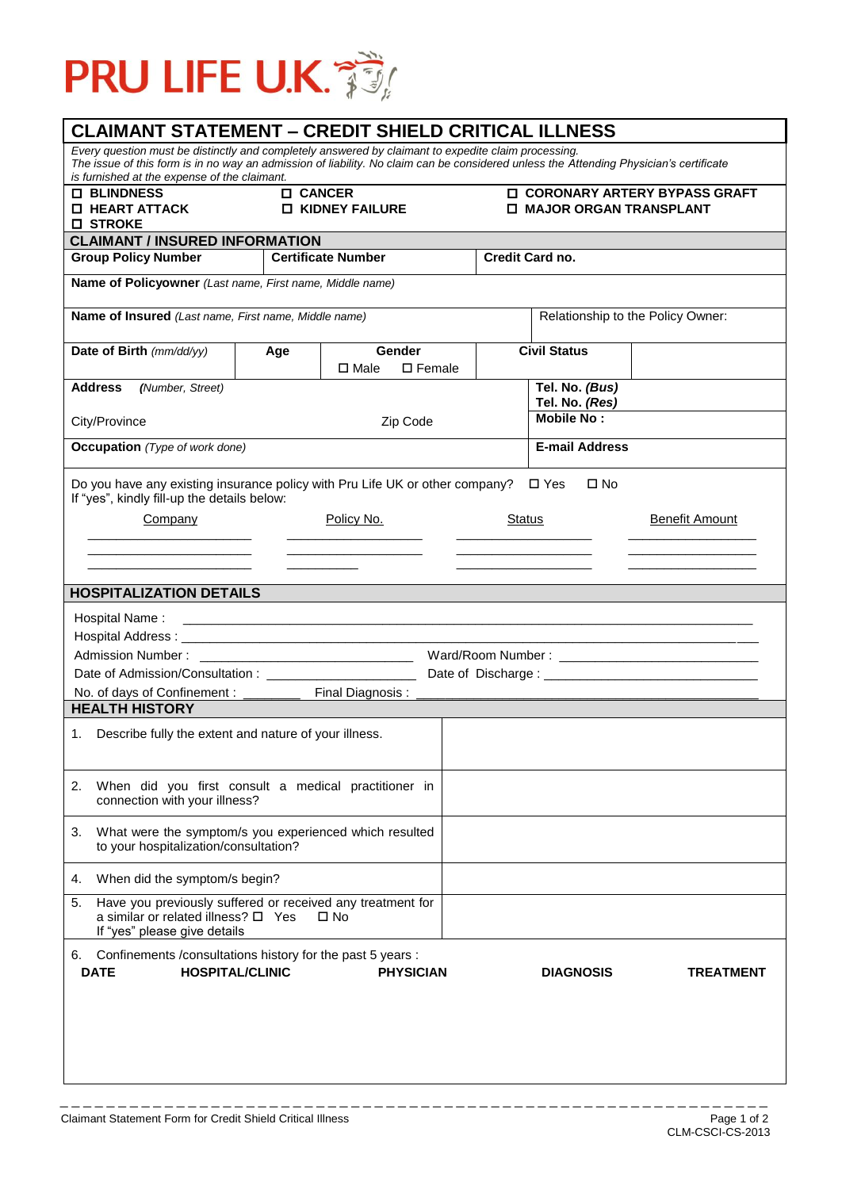PRU LIFE U.K.

# CLAIMANT STATEMENT – CREDIT SHIELD CRITICAL ILLNESS

*Every question must be distinctly and completely answered by claimant to expedite claim processing.*
*The issue of this form is in no way an admission of liability. No claim can be considered unless the Attending Physician's certificate is furnished at the expense of the claimant.*

| | | |
|---|---|---|
| ☐ **BLINDNESS** | ☐ **CANCER** | ☐ **CORONARY ARTERY BYPASS GRAFT** |
| ☐ **HEART ATTACK** | ☐ **KIDNEY FAILURE** | ☐ **MAJOR ORGAN TRANSPLANT** |
| ☐ **STROKE** | | |

## CLAIMANT / INSURED INFORMATION

| **Group Policy Number** | **Certificate Number** | **Credit Card no.** |
|---|---|---|
| | | |

**Name of Policyowner** *(Last name, First name, Middle name)*

| **Name of Insured** *(Last name, First name, Middle name)* | Relationship to the Policy Owner: |
|---|---|
| | |

| **Date of Birth** *(mm/dd/yy)* | **Age** | **Gender** ☐ Male ☐ Female | **Civil Status** | |
|---|---|---|---|---|
| | | | | |

| **Address** ***(Number, Street)*** | **Tel. No. *(Bus)*** **Tel. No. *(Res)*** |
|---|---|
| City/Province Zip Code | **Mobile No :** |
| **Occupation** *(Type of work done)* | **E-mail Address** |

Do you have any existing insurance policy with Pru Life UK or other company? ☐ Yes ☐ No
If "yes", kindly fill-up the details below:

| Company | Policy No. | Status | Benefit Amount |
|---|---|---|---|
| | | | |
| | | | |
| | | | |

## HOSPITALIZATION DETAILS

Hospital Name : ____________________

Hospital Address : ____________________

Admission Number : ____________________ Ward/Room Number : ____________________

Date of Admission/Consultation : ____________________ Date of Discharge : ____________________

No. of days of Confinement : ________ Final Diagnosis : ____________________

## HEALTH HISTORY

| | |
|---|---|
| 1. Describe fully the extent and nature of your illness. | |
| 2. When did you first consult a medical practitioner in connection with your illness? | |
| 3. What were the symptom/s you experienced which resulted to your hospitalization/consultation? | |
| 4. When did the symptom/s begin? | |
| 5. Have you previously suffered or received any treatment for a similar or related illness? ☐ Yes ☐ No If "yes" please give details | |

6. Confinements /consultations history for the past 5 years :

| **DATE** | **HOSPITAL/CLINIC** | **PHYSICIAN** | **DIAGNOSIS** | **TREATMENT** |
|---|---|---|---|---|
| | | | | |

Claimant Statement Form for Credit Shield Critical Illness

CLM-CSCI-CS-2013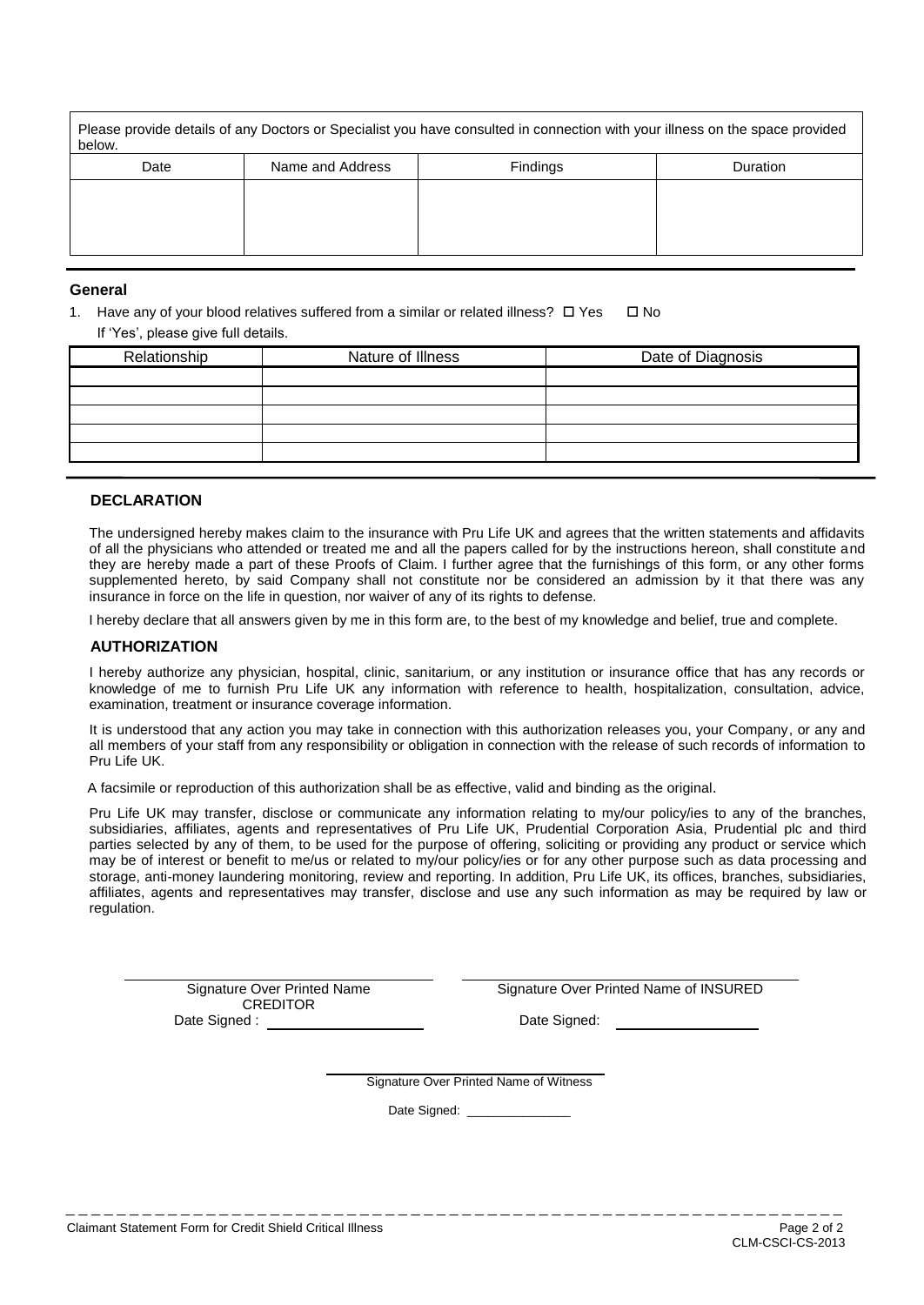| Please provide details of any Doctors or Specialist you have consulted in connection with your illness on the space provided below. | | | |
|---|---|---|---|
| Date | Name and Address | Findings | Duration |
| | | | |

## General

1. Have any of your blood relatives suffered from a similar or related illness? ☐ Yes ☐ No

   If 'Yes', please give full details.

| Relationship | Nature of Illness | Date of Diagnosis |
|---|---|---|
| | | |
| | | |
| | | |
| | | |
| | | |

## DECLARATION

The undersigned hereby makes claim to the insurance with Pru Life UK and agrees that the written statements and affidavits of all the physicians who attended or treated me and all the papers called for by the instructions hereon, shall constitute and they are hereby made a part of these Proofs of Claim. I further agree that the furnishings of this form, or any other forms supplemented hereto, by said Company shall not constitute nor be considered an admission by it that there was any insurance in force on the life in question, nor waiver of any of its rights to defense.

I hereby declare that all answers given by me in this form are, to the best of my knowledge and belief, true and complete.

## AUTHORIZATION

I hereby authorize any physician, hospital, clinic, sanitarium, or any institution or insurance office that has any records or knowledge of me to furnish Pru Life UK any information with reference to health, hospitalization, consultation, advice, examination, treatment or insurance coverage information.

It is understood that any action you may take in connection with this authorization releases you, your Company, or any and all members of your staff from any responsibility or obligation in connection with the release of such records of information to Pru Life UK.

A facsimile or reproduction of this authorization shall be as effective, valid and binding as the original.

Pru Life UK may transfer, disclose or communicate any information relating to my/our policy/ies to any of the branches, subsidiaries, affiliates, agents and representatives of Pru Life UK, Prudential Corporation Asia, Prudential plc and third parties selected by any of them, to be used for the purpose of offering, soliciting or providing any product or service which may be of interest or benefit to me/us or related to my/our policy/ies or for any other purpose such as data processing and storage, anti-money laundering monitoring, review and reporting. In addition, Pru Life UK, its offices, branches, subsidiaries, affiliates, agents and representatives may transfer, disclose and use any such information as may be required by law or regulation.

\_\_\_\_\_\_\_\_\_\_\_\_\_\_\_\_\_\_\_\_\_\_\_\_\_\_\_\_\_\_
Signature Over Printed Name
CREDITOR
Date Signed : \_\_\_\_\_\_\_\_\_\_\_\_\_\_\_\_\_\_\_\_

\_\_\_\_\_\_\_\_\_\_\_\_\_\_\_\_\_\_\_\_\_\_\_\_\_\_\_\_\_\_
Signature Over Printed Name of INSURED
Date Signed: \_\_\_\_\_\_\_\_\_\_\_\_\_\_\_\_\_\_\_\_

\_\_\_\_\_\_\_\_\_\_\_\_\_\_\_\_\_\_\_\_\_\_\_\_\_\_\_\_\_\_
Signature Over Printed Name of Witness
Date Signed: \_\_\_\_\_\_\_\_\_\_\_\_\_\_\_

Claimant Statement Form for Credit Shield Critical Illness

CLM-CSCI-CS-2013